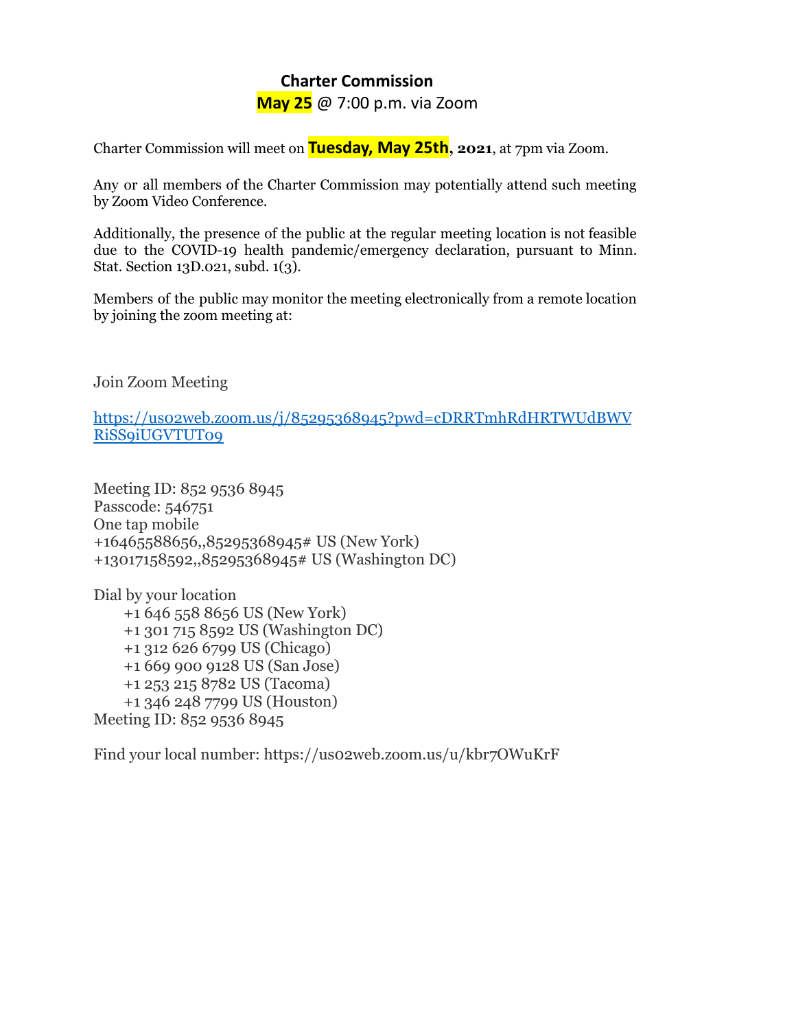# Charter Commission

**May 25** @ 7:00 p.m. via Zoom

Charter Commission will meet on **Tuesday, May 25th, 2021**, at 7pm via Zoom.

Any or all members of the Charter Commission may potentially attend such meeting by Zoom Video Conference.

Additionally, the presence of the public at the regular meeting location is not feasible due to the COVID-19 health pandemic/emergency declaration, pursuant to Minn. Stat. Section 13D.021, subd. 1(3).

Members of the public may monitor the meeting electronically from a remote location by joining the zoom meeting at:

Join Zoom Meeting

https://us02web.zoom.us/j/85295368945?pwd=cDRRTmhRdHRTWUdBWVRiSS9iUGVTUT09

Meeting ID: 852 9536 8945
Passcode: 546751
One tap mobile
+16465588656,,85295368945# US (New York)
+13017158592,,85295368945# US (Washington DC)

Dial by your location
- +1 646 558 8656 US (New York)
- +1 301 715 8592 US (Washington DC)
- +1 312 626 6799 US (Chicago)
- +1 669 900 9128 US (San Jose)
- +1 253 215 8782 US (Tacoma)
- +1 346 248 7799 US (Houston)

Meeting ID: 852 9536 8945

Find your local number: https://us02web.zoom.us/u/kbr7OWuKrF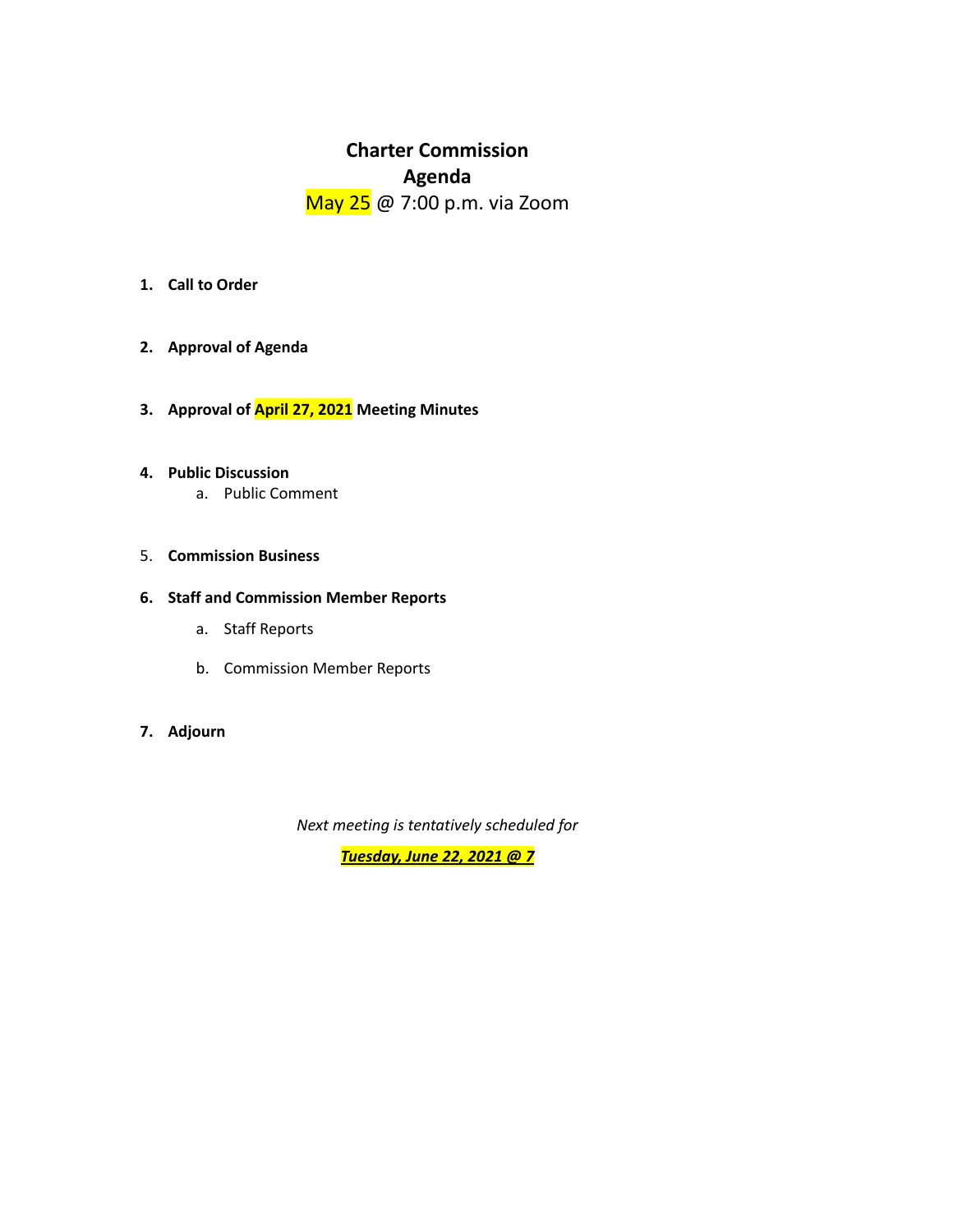# Charter Commission

## Agenda

May 25 @ 7:00 p.m. via Zoom

1. **Call to Order**

2. **Approval of Agenda**

3. **Approval of April 27, 2021 Meeting Minutes**

4. **Public Discussion**
   a. Public Comment

5. **Commission Business**

6. **Staff and Commission Member Reports**
   a. Staff Reports
   b. Commission Member Reports

7. **Adjourn**

*Next meeting is tentatively scheduled for*

***Tuesday, June 22, 2021 @ 7***